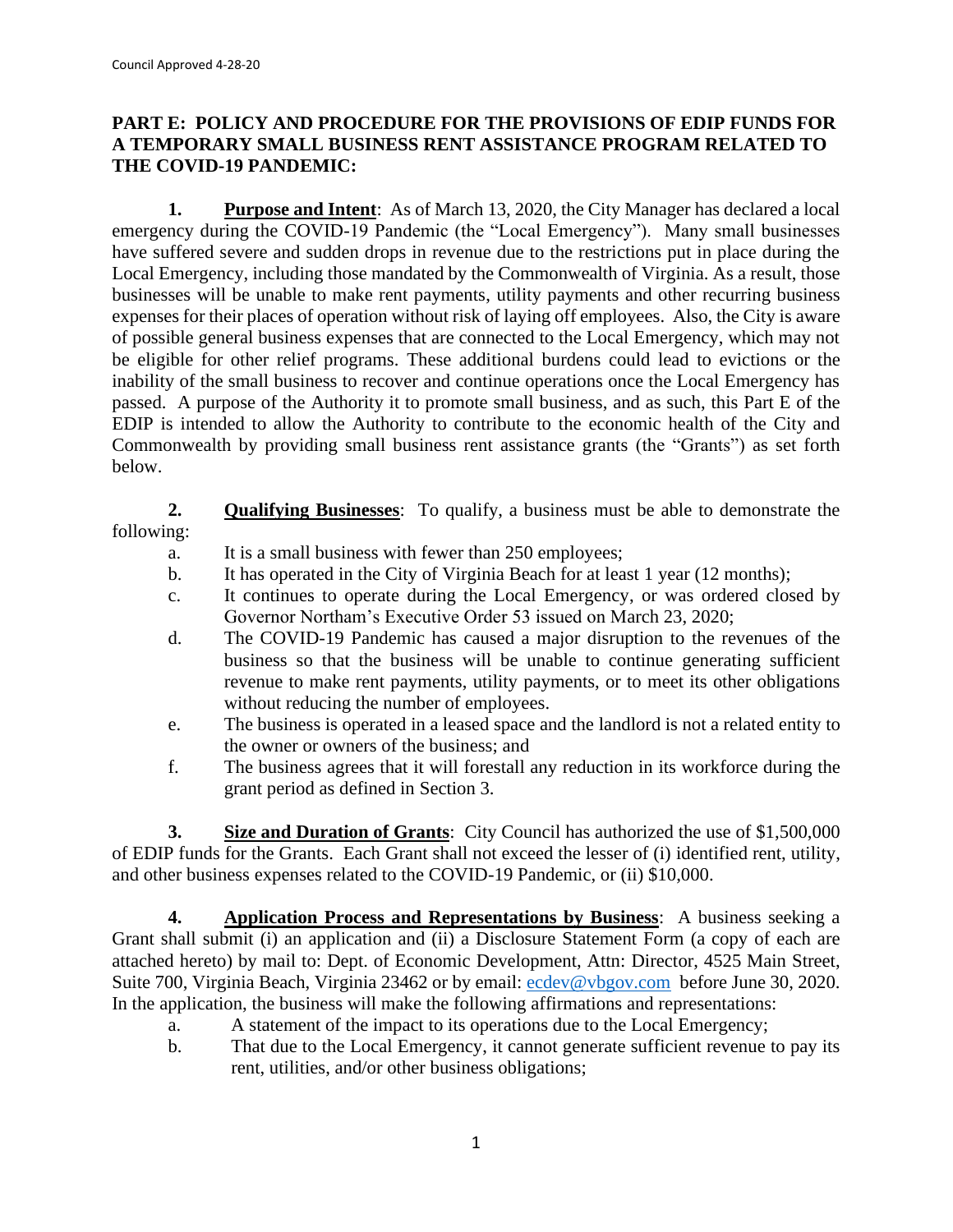Council Approved 4-28-20

## PART E: POLICY AND PROCEDURE FOR THE PROVISIONS OF EDIP FUNDS FOR A TEMPORARY SMALL BUSINESS RENT ASSISTANCE PROGRAM RELATED TO THE COVID-19 PANDEMIC:

**1. Purpose and Intent**: As of March 13, 2020, the City Manager has declared a local emergency during the COVID-19 Pandemic (the "Local Emergency"). Many small businesses have suffered severe and sudden drops in revenue due to the restrictions put in place during the Local Emergency, including those mandated by the Commonwealth of Virginia. As a result, those businesses will be unable to make rent payments, utility payments and other recurring business expenses for their places of operation without risk of laying off employees. Also, the City is aware of possible general business expenses that are connected to the Local Emergency, which may not be eligible for other relief programs. These additional burdens could lead to evictions or the inability of the small business to recover and continue operations once the Local Emergency has passed. A purpose of the Authority it to promote small business, and as such, this Part E of the EDIP is intended to allow the Authority to contribute to the economic health of the City and Commonwealth by providing small business rent assistance grants (the "Grants") as set forth below.

**2. Qualifying Businesses**: To qualify, a business must be able to demonstrate the following:

a. It is a small business with fewer than 250 employees;

b. It has operated in the City of Virginia Beach for at least 1 year (12 months);

c. It continues to operate during the Local Emergency, or was ordered closed by Governor Northam's Executive Order 53 issued on March 23, 2020;

d. The COVID-19 Pandemic has caused a major disruption to the revenues of the business so that the business will be unable to continue generating sufficient revenue to make rent payments, utility payments, or to meet its other obligations without reducing the number of employees.

e. The business is operated in a leased space and the landlord is not a related entity to the owner or owners of the business; and

f. The business agrees that it will forestall any reduction in its workforce during the grant period as defined in Section 3.

**3. Size and Duration of Grants**: City Council has authorized the use of $1,500,000 of EDIP funds for the Grants. Each Grant shall not exceed the lesser of (i) identified rent, utility, and other business expenses related to the COVID-19 Pandemic, or (ii) $10,000.

**4. Application Process and Representations by Business**: A business seeking a Grant shall submit (i) an application and (ii) a Disclosure Statement Form (a copy of each are attached hereto) by mail to: Dept. of Economic Development, Attn: Director, 4525 Main Street, Suite 700, Virginia Beach, Virginia 23462 or by email: ecdev@vbgov.com before June 30, 2020. In the application, the business will make the following affirmations and representations:

a. A statement of the impact to its operations due to the Local Emergency;

b. That due to the Local Emergency, it cannot generate sufficient revenue to pay its rent, utilities, and/or other business obligations;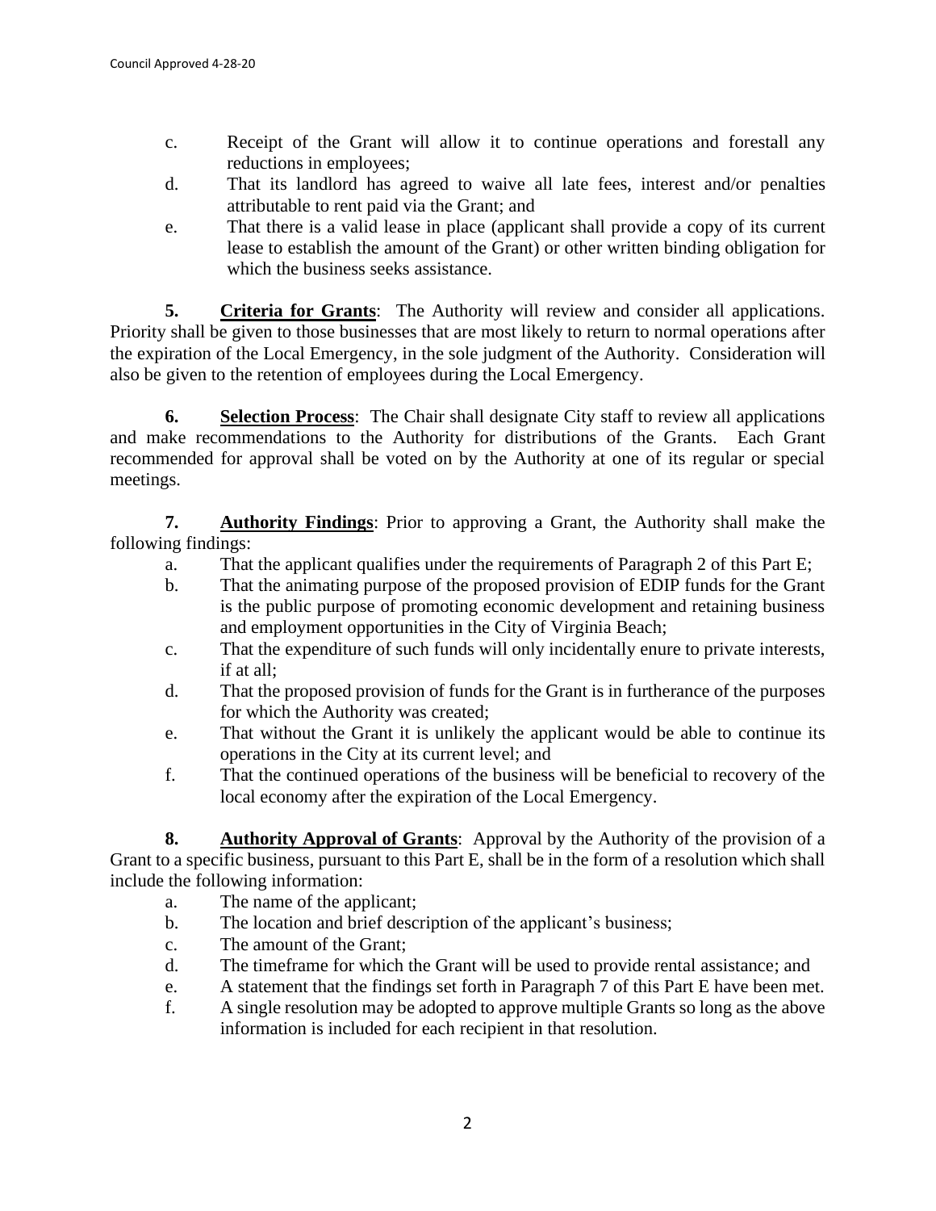c. Receipt of the Grant will allow it to continue operations and forestall any reductions in employees;

d. That its landlord has agreed to waive all late fees, interest and/or penalties attributable to rent paid via the Grant; and

e. That there is a valid lease in place (applicant shall provide a copy of its current lease to establish the amount of the Grant) or other written binding obligation for which the business seeks assistance.

**5. <u>Criteria for Grants</u>**: The Authority will review and consider all applications. Priority shall be given to those businesses that are most likely to return to normal operations after the expiration of the Local Emergency, in the sole judgment of the Authority. Consideration will also be given to the retention of employees during the Local Emergency.

**6. <u>Selection Process</u>**: The Chair shall designate City staff to review all applications and make recommendations to the Authority for distributions of the Grants. Each Grant recommended for approval shall be voted on by the Authority at one of its regular or special meetings.

**7. <u>Authority Findings</u>**: Prior to approving a Grant, the Authority shall make the following findings:

a. That the applicant qualifies under the requirements of Paragraph 2 of this Part E;

b. That the animating purpose of the proposed provision of EDIP funds for the Grant is the public purpose of promoting economic development and retaining business and employment opportunities in the City of Virginia Beach;

c. That the expenditure of such funds will only incidentally enure to private interests, if at all;

d. That the proposed provision of funds for the Grant is in furtherance of the purposes for which the Authority was created;

e. That without the Grant it is unlikely the applicant would be able to continue its operations in the City at its current level; and

f. That the continued operations of the business will be beneficial to recovery of the local economy after the expiration of the Local Emergency.

**8. <u>Authority Approval of Grants</u>**: Approval by the Authority of the provision of a Grant to a specific business, pursuant to this Part E, shall be in the form of a resolution which shall include the following information:

a. The name of the applicant;

b. The location and brief description of the applicant's business;

c. The amount of the Grant;

d. The timeframe for which the Grant will be used to provide rental assistance; and

e. A statement that the findings set forth in Paragraph 7 of this Part E have been met.

f. A single resolution may be adopted to approve multiple Grants so long as the above information is included for each recipient in that resolution.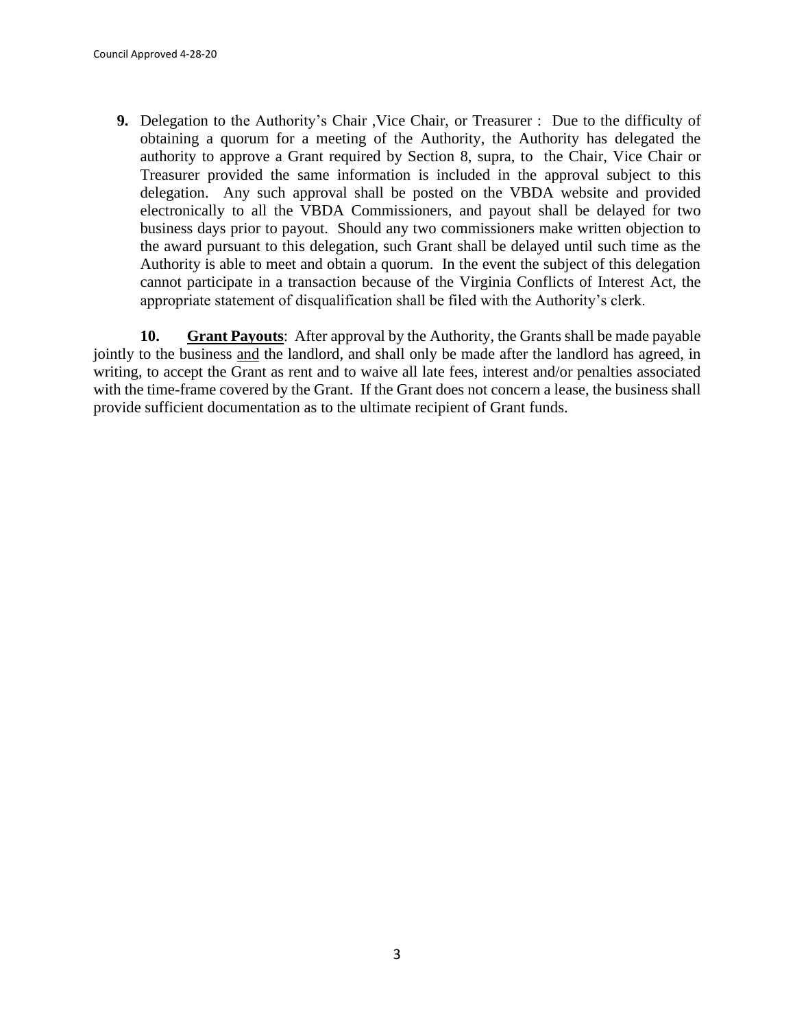**9.** Delegation to the Authority's Chair ,Vice Chair, or Treasurer : Due to the difficulty of obtaining a quorum for a meeting of the Authority, the Authority has delegated the authority to approve a Grant required by Section 8, supra, to the Chair, Vice Chair or Treasurer provided the same information is included in the approval subject to this delegation. Any such approval shall be posted on the VBDA website and provided electronically to all the VBDA Commissioners, and payout shall be delayed for two business days prior to payout. Should any two commissioners make written objection to the award pursuant to this delegation, such Grant shall be delayed until such time as the Authority is able to meet and obtain a quorum. In the event the subject of this delegation cannot participate in a transaction because of the Virginia Conflicts of Interest Act, the appropriate statement of disqualification shall be filed with the Authority's clerk.

**10.** **Grant Payouts**: After approval by the Authority, the Grants shall be made payable jointly to the business and the landlord, and shall only be made after the landlord has agreed, in writing, to accept the Grant as rent and to waive all late fees, interest and/or penalties associated with the time-frame covered by the Grant. If the Grant does not concern a lease, the business shall provide sufficient documentation as to the ultimate recipient of Grant funds.